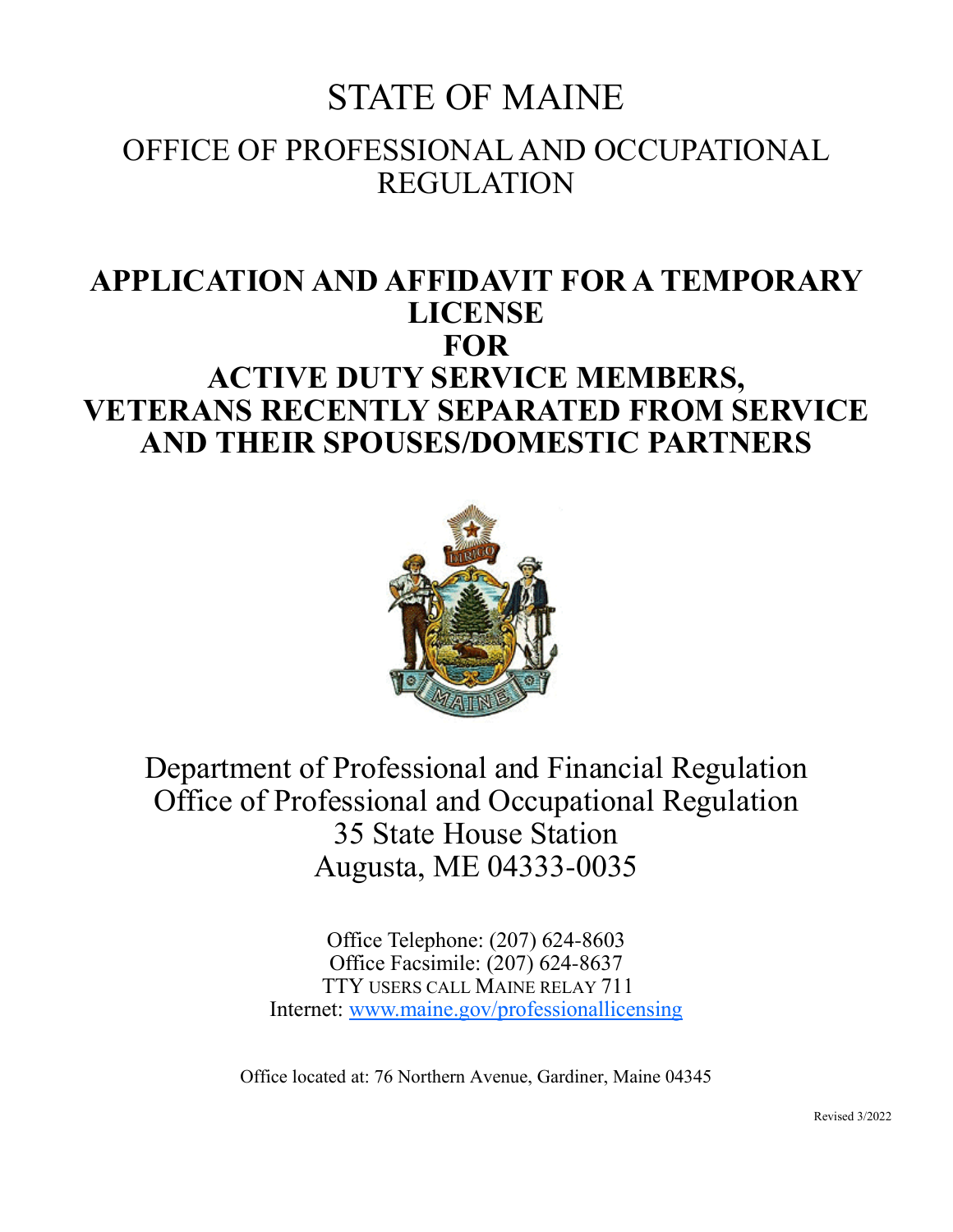# STATE OF MAINE

## OFFICE OF PROFESSIONAL AND OCCUPATIONAL REGULATION

# APPLICATION AND AFFIDAVIT FOR A TEMPORARY LICENSE FOR ACTIVE DUTY SERVICE MEMBERS, VETERANS RECENTLY SEPARATED FROM SERVICE AND THEIR SPOUSES/DOMESTIC PARTNERS

Department of Professional and Financial Regulation
Office of Professional and Occupational Regulation
35 State House Station
Augusta, ME 04333-0035

Office Telephone: (207) 624-8603
Office Facsimile: (207) 624-8637
TTY USERS CALL MAINE RELAY 711
Internet: [www.maine.gov/professionallicensing](www.maine.gov/professionallicensing)

Office located at: 76 Northern Avenue, Gardiner, Maine 04345

Revised 3/2022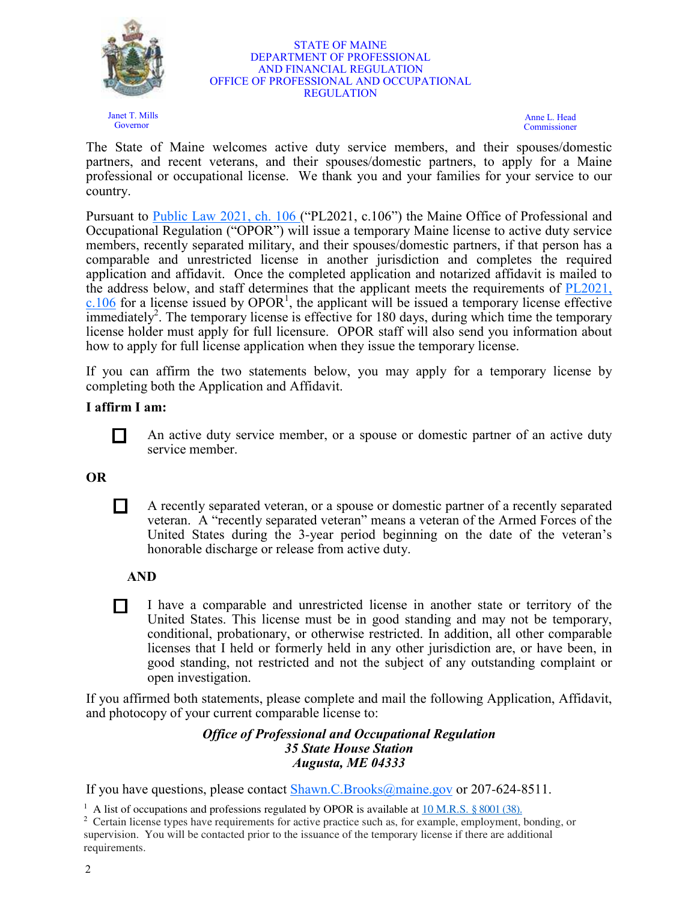STATE OF MAINE
DEPARTMENT OF PROFESSIONAL
AND FINANCIAL REGULATION
OFFICE OF PROFESSIONAL AND OCCUPATIONAL
REGULATION

Janet T. Mills
Governor

Anne L. Head
Commissioner

The State of Maine welcomes active duty service members, and their spouses/domestic partners, and recent veterans, and their spouses/domestic partners, to apply for a Maine professional or occupational license. We thank you and your families for your service to our country.

Pursuant to Public Law 2021, ch. 106 ("PL2021, c.106") the Maine Office of Professional and Occupational Regulation ("OPOR") will issue a temporary Maine license to active duty service members, recently separated military, and their spouses/domestic partners, if that person has a comparable and unrestricted license in another jurisdiction and completes the required application and affidavit. Once the completed application and notarized affidavit is mailed to the address below, and staff determines that the applicant meets the requirements of PL2021, c.106 for a license issued by OPOR[1], the applicant will be issued a temporary license effective immediately[2]. The temporary license is effective for 180 days, during which time the temporary license holder must apply for full licensure. OPOR staff will also send you information about how to apply for full license application when they issue the temporary license.

If you can affirm the two statements below, you may apply for a temporary license by completing both the Application and Affidavit.

**I affirm I am:**

☐ An active duty service member, or a spouse or domestic partner of an active duty service member.

**OR**

☐ A recently separated veteran, or a spouse or domestic partner of a recently separated veteran. A "recently separated veteran" means a veteran of the Armed Forces of the United States during the 3-year period beginning on the date of the veteran's honorable discharge or release from active duty.

**AND**

☐ I have a comparable and unrestricted license in another state or territory of the United States. This license must be in good standing and may not be temporary, conditional, probationary, or otherwise restricted. In addition, all other comparable licenses that I held or formerly held in any other jurisdiction are, or have been, in good standing, not restricted and not the subject of any outstanding complaint or open investigation.

If you affirmed both statements, please complete and mail the following Application, Affidavit, and photocopy of your current comparable license to:

***Office of Professional and Occupational Regulation***
***35 State House Station***
***Augusta, ME 04333***

If you have questions, please contact Shawn.C.Brooks@maine.gov or 207-624-8511.

[1] A list of occupations and professions regulated by OPOR is available at 10 M.R.S. § 8001 (38).

[2] Certain license types have requirements for active practice such as, for example, employment, bonding, or supervision. You will be contacted prior to the issuance of the temporary license if there are additional requirements.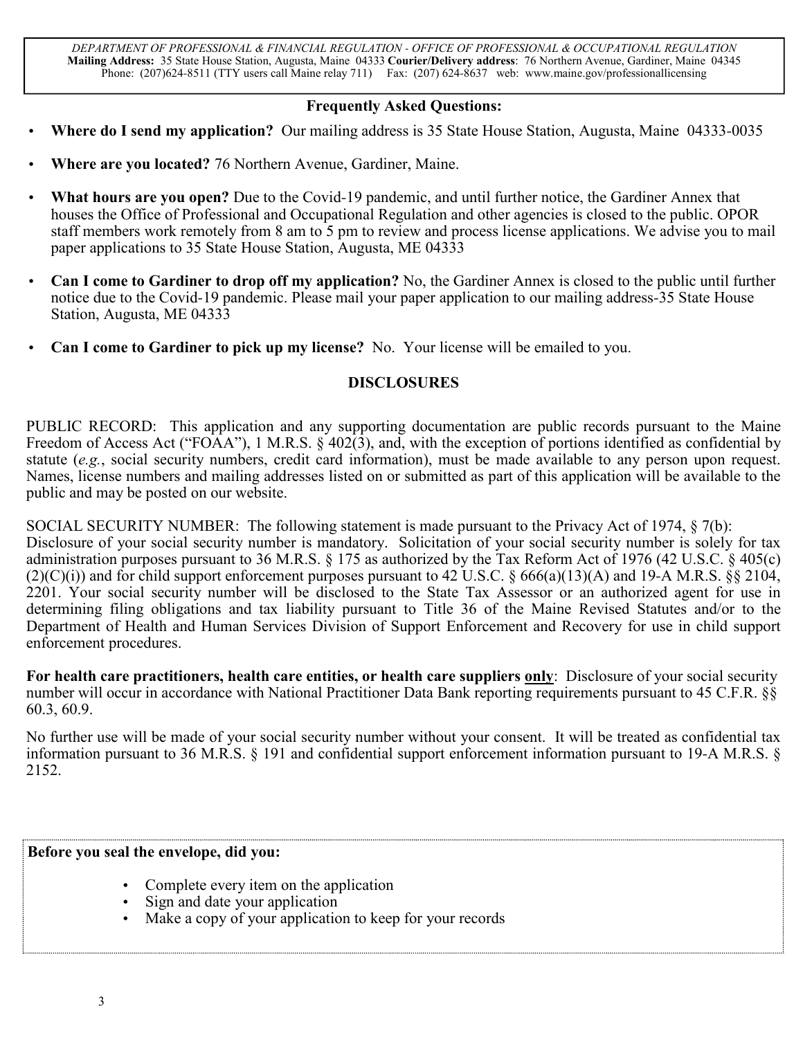DEPARTMENT OF PROFESSIONAL & FINANCIAL REGULATION - OFFICE OF PROFESSIONAL & OCCUPATIONAL REGULATION
**Mailing Address:** 35 State House Station, Augusta, Maine 04333 **Courier/Delivery address**: 76 Northern Avenue, Gardiner, Maine 04345
Phone: (207)624-8511 (TTY users call Maine relay 711) Fax: (207) 624-8637 web: www.maine.gov/professionallicensing

## Frequently Asked Questions:

- **Where do I send my application?** Our mailing address is 35 State House Station, Augusta, Maine 04333-0035
- **Where are you located?** 76 Northern Avenue, Gardiner, Maine.
- **What hours are you open?** Due to the Covid-19 pandemic, and until further notice, the Gardiner Annex that houses the Office of Professional and Occupational Regulation and other agencies is closed to the public. OPOR staff members work remotely from 8 am to 5 pm to review and process license applications. We advise you to mail paper applications to 35 State House Station, Augusta, ME 04333
- **Can I come to Gardiner to drop off my application?** No, the Gardiner Annex is closed to the public until further notice due to the Covid-19 pandemic. Please mail your paper application to our mailing address-35 State House Station, Augusta, ME 04333
- **Can I come to Gardiner to pick up my license?** No. Your license will be emailed to you.

## DISCLOSURES

PUBLIC RECORD: This application and any supporting documentation are public records pursuant to the Maine Freedom of Access Act ("FOAA"), 1 M.R.S. § 402(3), and, with the exception of portions identified as confidential by statute (*e.g.*, social security numbers, credit card information), must be made available to any person upon request. Names, license numbers and mailing addresses listed on or submitted as part of this application will be available to the public and may be posted on our website.

SOCIAL SECURITY NUMBER: The following statement is made pursuant to the Privacy Act of 1974, § 7(b): Disclosure of your social security number is mandatory. Solicitation of your social security number is solely for tax administration purposes pursuant to 36 M.R.S. § 175 as authorized by the Tax Reform Act of 1976 (42 U.S.C. § 405(c)(2)(C)(i)) and for child support enforcement purposes pursuant to 42 U.S.C. § 666(a)(13)(A) and 19-A M.R.S. §§ 2104, 2201. Your social security number will be disclosed to the State Tax Assessor or an authorized agent for use in determining filing obligations and tax liability pursuant to Title 36 of the Maine Revised Statutes and/or to the Department of Health and Human Services Division of Support Enforcement and Recovery for use in child support enforcement procedures.

**For health care practitioners, health care entities, or health care suppliers only**: Disclosure of your social security number will occur in accordance with National Practitioner Data Bank reporting requirements pursuant to 45 C.F.R. §§ 60.3, 60.9.

No further use will be made of your social security number without your consent. It will be treated as confidential tax information pursuant to 36 M.R.S. § 191 and confidential support enforcement information pursuant to 19-A M.R.S. § 2152.

**Before you seal the envelope, did you:**

- Complete every item on the application
- Sign and date your application
- Make a copy of your application to keep for your records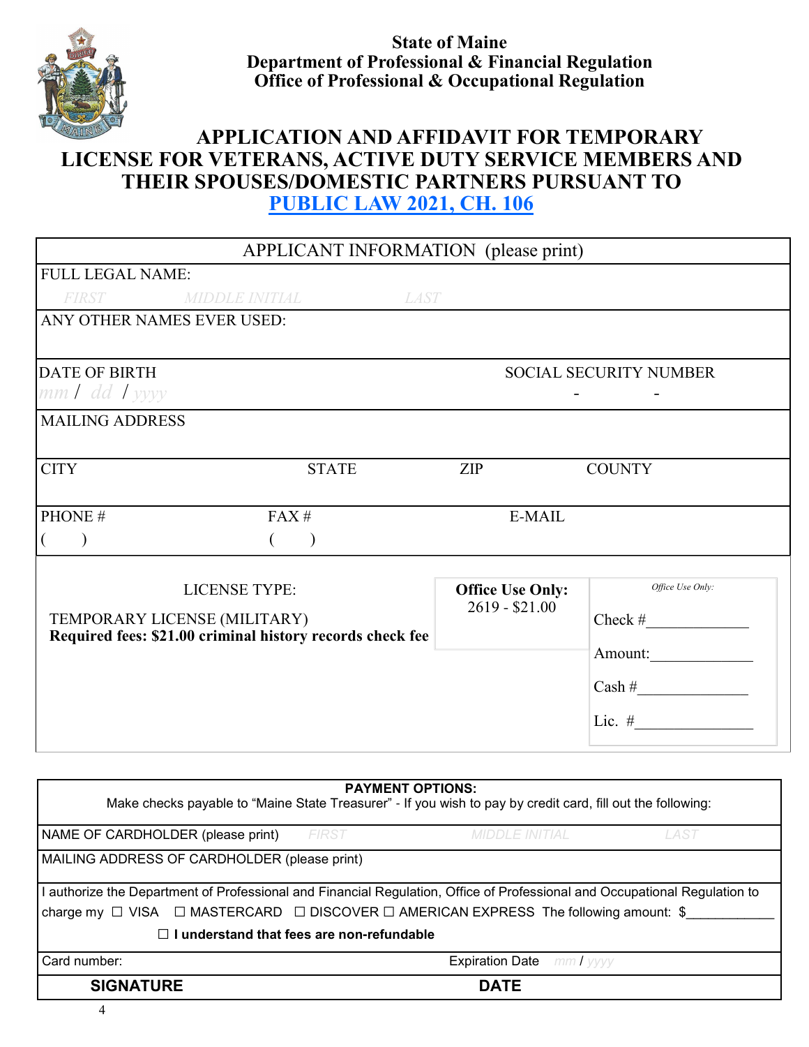**State of Maine**
**Department of Professional & Financial Regulation**
**Office of Professional & Occupational Regulation**

# APPLICATION AND AFFIDAVIT FOR TEMPORARY LICENSE FOR VETERANS, ACTIVE DUTY SERVICE MEMBERS AND THEIR SPOUSES/DOMESTIC PARTNERS PURSUANT TO PUBLIC LAW 2021, CH. 106

| APPLICANT INFORMATION (please print) | | | |
|---|---|---|---|
| FULL LEGAL NAME: FIRST / MIDDLE INITIAL / LAST | | | |
| ANY OTHER NAMES EVER USED: | | | |
| DATE OF BIRTH mm / dd / yyyy | | SOCIAL SECURITY NUMBER - - | |
| MAILING ADDRESS | | | |
| CITY | STATE | ZIP | COUNTY |
| PHONE # ( ) | FAX # ( ) | E-MAIL | |

| LICENSE TYPE: | Office Use Only: | Office Use Only: |
|---|---|---|
| TEMPORARY LICENSE (MILITARY) **Required fees: $21.00 criminal history records check fee** | 2619 - $21.00 | Check #\_\_\_\_\_\_\_\_ Amount:\_\_\_\_\_\_\_\_ Cash #\_\_\_\_\_\_\_\_ Lic. #\_\_\_\_\_\_\_\_ |

| **PAYMENT OPTIONS:** Make checks payable to "Maine State Treasurer" - If you wish to pay by credit card, fill out the following: | |
|---|---|
| NAME OF CARDHOLDER (please print) FIRST / MIDDLE INITIAL / LAST | |
| MAILING ADDRESS OF CARDHOLDER (please print) | |
| I authorize the Department of Professional and Financial Regulation, Office of Professional and Occupational Regulation to charge my ☐ VISA ☐ MASTERCARD ☐ DISCOVER ☐ AMERICAN EXPRESS The following amount: $\_\_\_\_\_\_\_\_ ☐ **I understand that fees are non-refundable** | |
| Card number: | Expiration Date mm / yyyy |
| **SIGNATURE** | **DATE** |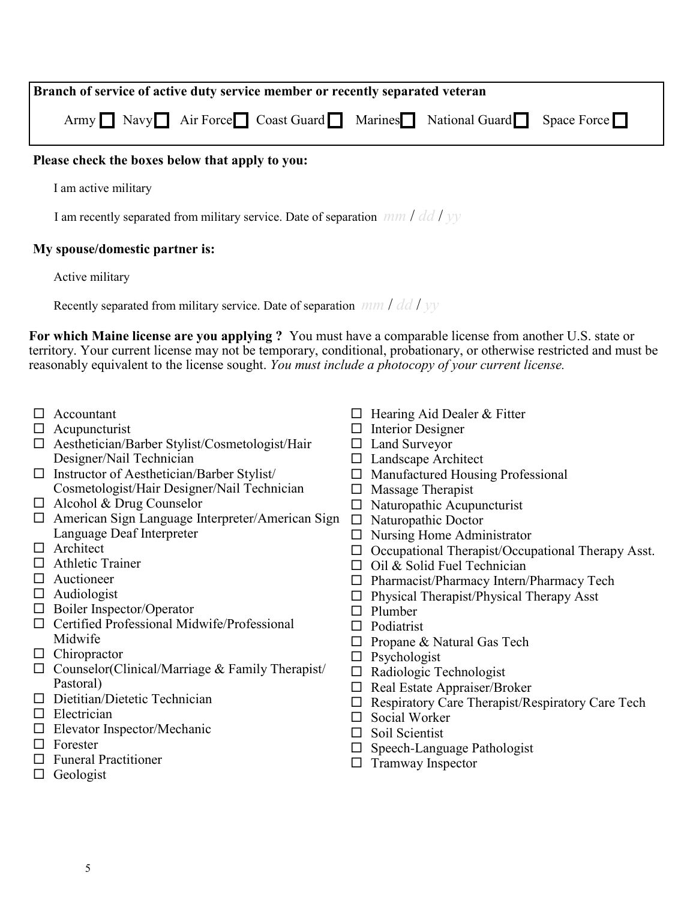**Branch of service of active duty service member or recently separated veteran**

Army ☐ Navy ☐ Air Force ☐ Coast Guard ☐ Marines ☐ National Guard ☐ Space Force ☐

**Please check the boxes below that apply to you:**

I am active military

I am recently separated from military service. Date of separation *mm* / *dd* / *yy*

**My spouse/domestic partner is:**

Active military

Recently separated from military service. Date of separation *mm* / *dd* / *yy*

**For which Maine license are you applying ?** You must have a comparable license from another U.S. state or territory. Your current license may not be temporary, conditional, probationary, or otherwise restricted and must be reasonably equivalent to the license sought. *You must include a photocopy of your current license.*

- ☐ Accountant
- ☐ Acupuncturist
- ☐ Aesthetician/Barber Stylist/Cosmetologist/Hair Designer/Nail Technician
- ☐ Instructor of Aesthetician/Barber Stylist/ Cosmetologist/Hair Designer/Nail Technician
- ☐ Alcohol & Drug Counselor
- ☐ American Sign Language Interpreter/American Sign Language Deaf Interpreter
- ☐ Architect
- ☐ Athletic Trainer
- ☐ Auctioneer
- ☐ Audiologist
- ☐ Boiler Inspector/Operator
- ☐ Certified Professional Midwife/Professional Midwife
- ☐ Chiropractor
- ☐ Counselor(Clinical/Marriage & Family Therapist/ Pastoral)
- ☐ Dietitian/Dietetic Technician
- ☐ Electrician
- ☐ Elevator Inspector/Mechanic
- ☐ Forester
- ☐ Funeral Practitioner
- ☐ Geologist
- ☐ Hearing Aid Dealer & Fitter
- ☐ Interior Designer
- ☐ Land Surveyor
- ☐ Landscape Architect
- ☐ Manufactured Housing Professional
- ☐ Massage Therapist
- ☐ Naturopathic Acupuncturist
- ☐ Naturopathic Doctor
- ☐ Nursing Home Administrator
- ☐ Occupational Therapist/Occupational Therapy Asst.
- ☐ Oil & Solid Fuel Technician
- ☐ Pharmacist/Pharmacy Intern/Pharmacy Tech
- ☐ Physical Therapist/Physical Therapy Asst
- ☐ Plumber
- ☐ Podiatrist
- ☐ Propane & Natural Gas Tech
- ☐ Psychologist
- ☐ Radiologic Technologist
- ☐ Real Estate Appraiser/Broker
- ☐ Respiratory Care Therapist/Respiratory Care Tech
- ☐ Social Worker
- ☐ Soil Scientist
- ☐ Speech-Language Pathologist
- ☐ Tramway Inspector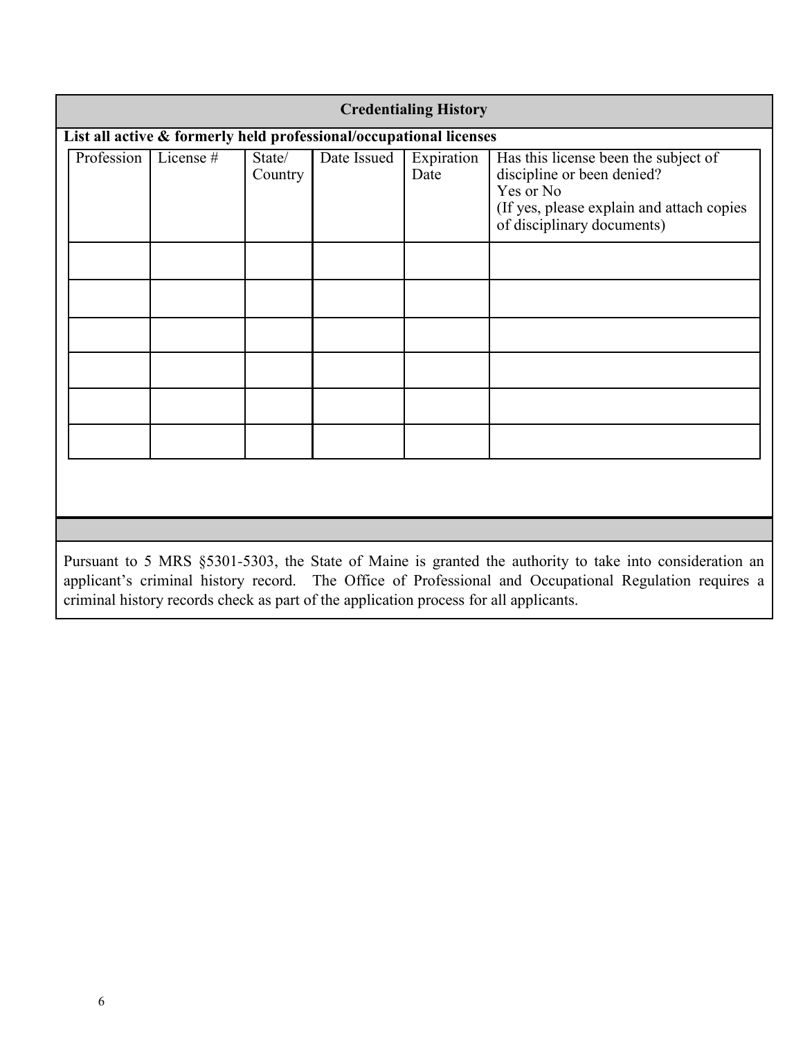## Credentialing History

**List all active & formerly held professional/occupational licenses**

| Profession | License # | State/ Country | Date Issued | Expiration Date | Has this license been the subject of discipline or been denied? Yes or No (If yes, please explain and attach copies of disciplinary documents) |
|---|---|---|---|---|---|
| | | | | | |
| | | | | | |
| | | | | | |
| | | | | | |
| | | | | | |
| | | | | | |

Pursuant to 5 MRS §5301-5303, the State of Maine is granted the authority to take into consideration an applicant's criminal history record. The Office of Professional and Occupational Regulation requires a criminal history records check as part of the application process for all applicants.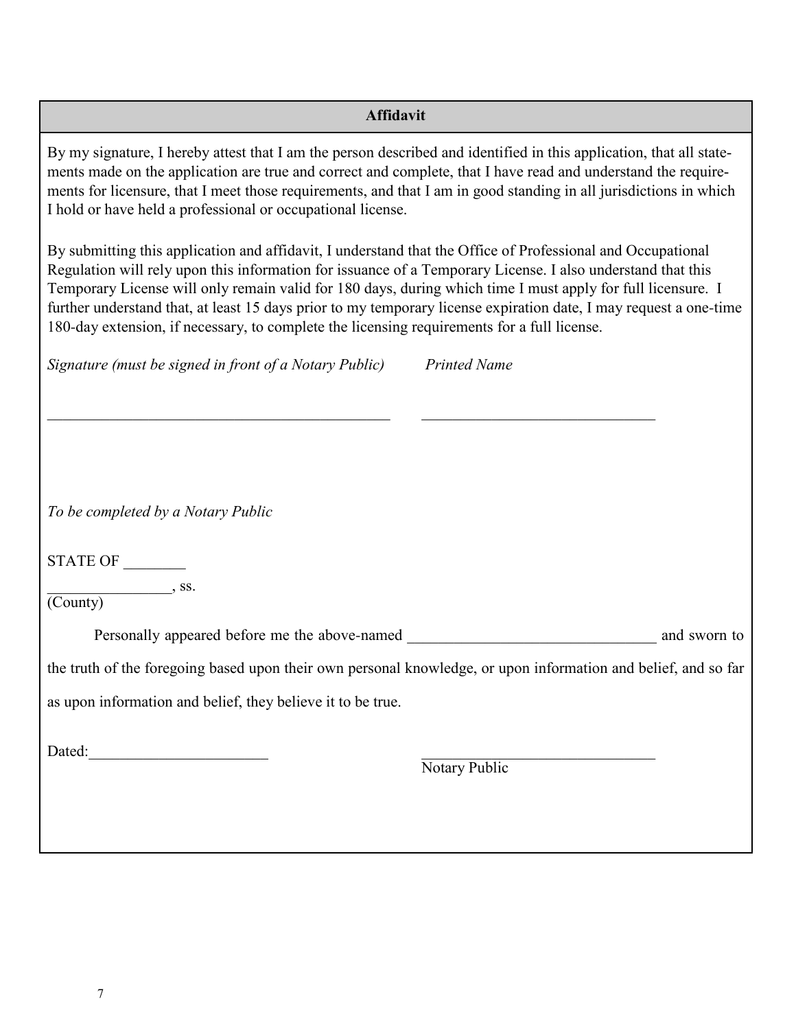## Affidavit

By my signature, I hereby attest that I am the person described and identified in this application, that all statements made on the application are true and correct and complete, that I have read and understand the requirements for licensure, that I meet those requirements, and that I am in good standing in all jurisdictions in which I hold or have held a professional or occupational license.

By submitting this application and affidavit, I understand that the Office of Professional and Occupational Regulation will rely upon this information for issuance of a Temporary License. I also understand that this Temporary License will only remain valid for 180 days, during which time I must apply for full licensure. I further understand that, at least 15 days prior to my temporary license expiration date, I may request a one-time 180-day extension, if necessary, to complete the licensing requirements for a full license.

*Signature (must be signed in front of a Notary Public)* *Printed Name*

_____________________________________________ ______________________________

*To be completed by a Notary Public*

STATE OF ________

________________, ss.
(County)

Personally appeared before me the above-named ________________________________ and sworn to the truth of the foregoing based upon their own personal knowledge, or upon information and belief, and so far as upon information and belief, they believe it to be true.

Dated:_______________________ ______________________________
Notary Public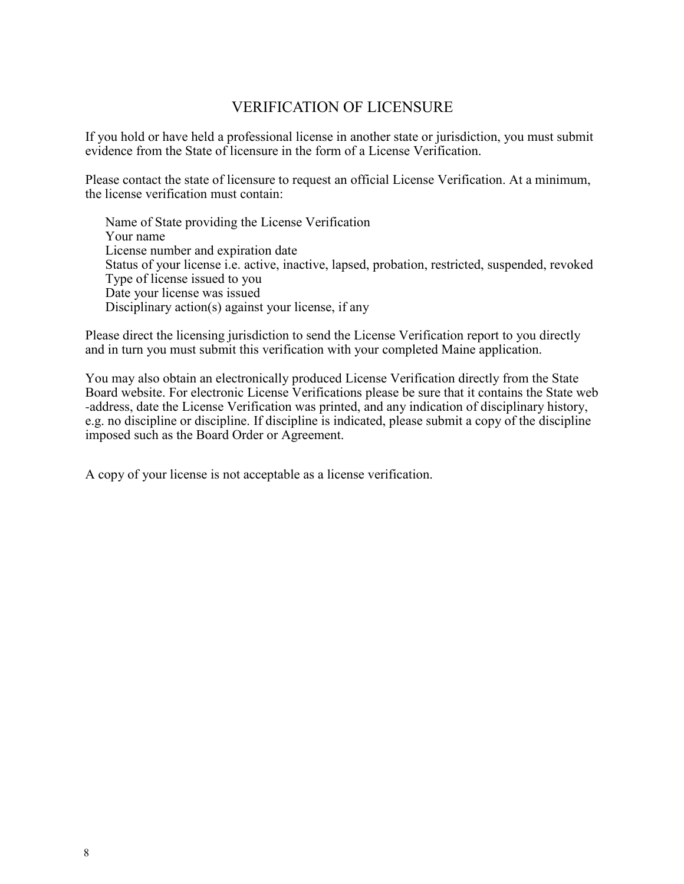# VERIFICATION OF LICENSURE

If you hold or have held a professional license in another state or jurisdiction, you must submit evidence from the State of licensure in the form of a License Verification.

Please contact the state of licensure to request an official License Verification. At a minimum, the license verification must contain:

- Name of State providing the License Verification
- Your name
- License number and expiration date
- Status of your license i.e. active, inactive, lapsed, probation, restricted, suspended, revoked
- Type of license issued to you
- Date your license was issued
- Disciplinary action(s) against your license, if any

Please direct the licensing jurisdiction to send the License Verification report to you directly and in turn you must submit this verification with your completed Maine application.

You may also obtain an electronically produced License Verification directly from the State Board website. For electronic License Verifications please be sure that it contains the State web-address, date the License Verification was printed, and any indication of disciplinary history, e.g. no discipline or discipline. If discipline is indicated, please submit a copy of the discipline imposed such as the Board Order or Agreement.

A copy of your license is not acceptable as a license verification.